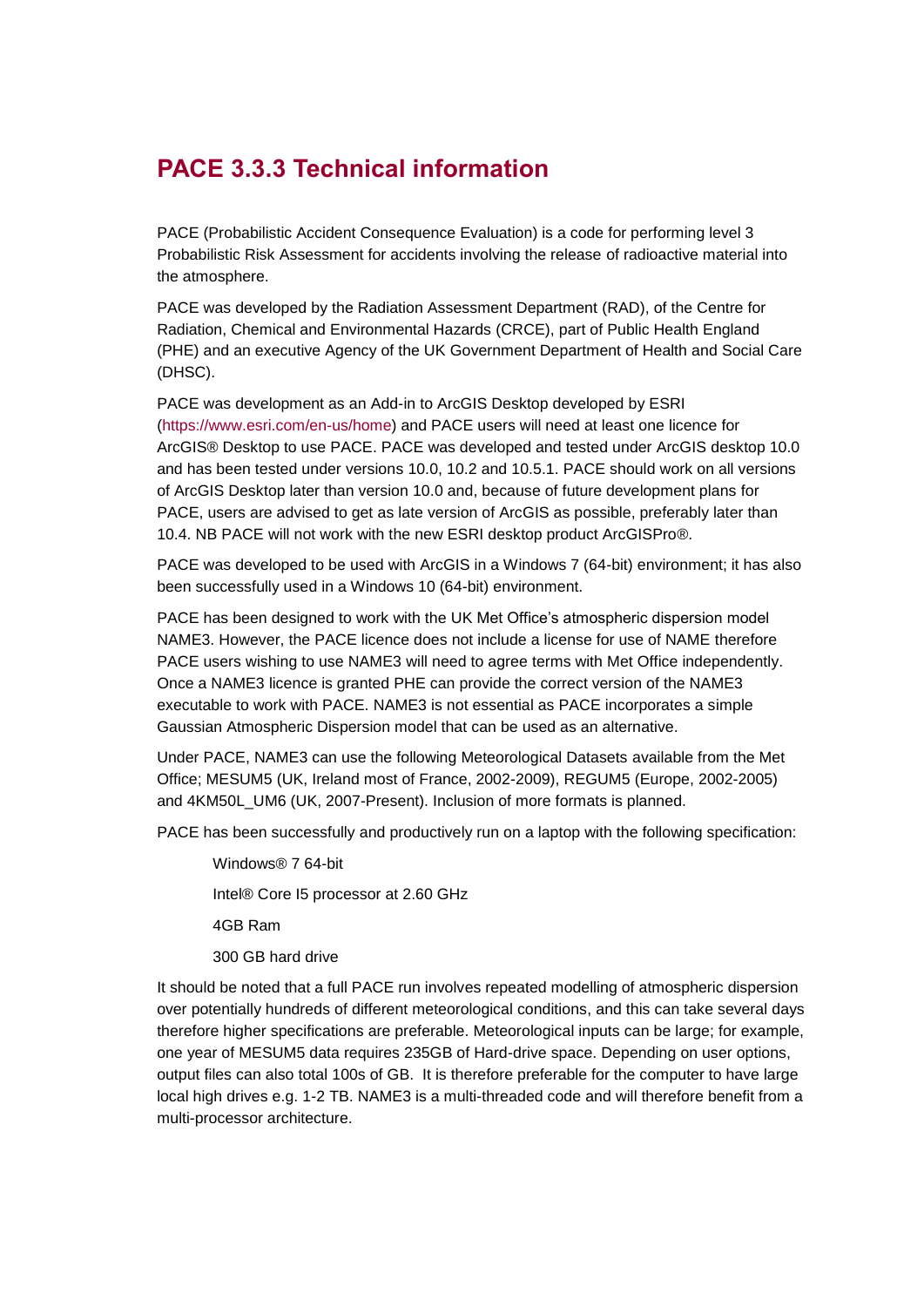# PACE 3.3.3 Technical information

PACE (Probabilistic Accident Consequence Evaluation) is a code for performing level 3 Probabilistic Risk Assessment for accidents involving the release of radioactive material into the atmosphere.

PACE was developed by the Radiation Assessment Department (RAD), of the Centre for Radiation, Chemical and Environmental Hazards (CRCE), part of Public Health England (PHE) and an executive Agency of the UK Government Department of Health and Social Care (DHSC).

PACE was development as an Add-in to ArcGIS Desktop developed by ESRI (https://www.esri.com/en-us/home) and PACE users will need at least one licence for ArcGIS® Desktop to use PACE. PACE was developed and tested under ArcGIS desktop 10.0 and has been tested under versions 10.0, 10.2 and 10.5.1. PACE should work on all versions of ArcGIS Desktop later than version 10.0 and, because of future development plans for PACE, users are advised to get as late version of ArcGIS as possible, preferably later than 10.4. NB PACE will not work with the new ESRI desktop product ArcGISPro®.

PACE was developed to be used with ArcGIS in a Windows 7 (64-bit) environment; it has also been successfully used in a Windows 10 (64-bit) environment.

PACE has been designed to work with the UK Met Office's atmospheric dispersion model NAME3. However, the PACE licence does not include a license for use of NAME therefore PACE users wishing to use NAME3 will need to agree terms with Met Office independently. Once a NAME3 licence is granted PHE can provide the correct version of the NAME3 executable to work with PACE. NAME3 is not essential as PACE incorporates a simple Gaussian Atmospheric Dispersion model that can be used as an alternative.

Under PACE, NAME3 can use the following Meteorological Datasets available from the Met Office; MESUM5 (UK, Ireland most of France, 2002-2009), REGUM5 (Europe, 2002-2005) and 4KM50L_UM6 (UK, 2007-Present). Inclusion of more formats is planned.

PACE has been successfully and productively run on a laptop with the following specification:

- Windows® 7 64-bit
- Intel® Core I5 processor at 2.60 GHz
- 4GB Ram
- 300 GB hard drive

It should be noted that a full PACE run involves repeated modelling of atmospheric dispersion over potentially hundreds of different meteorological conditions, and this can take several days therefore higher specifications are preferable. Meteorological inputs can be large; for example, one year of MESUM5 data requires 235GB of Hard-drive space. Depending on user options, output files can also total 100s of GB. It is therefore preferable for the computer to have large local high drives e.g. 1-2 TB. NAME3 is a multi-threaded code and will therefore benefit from a multi-processor architecture.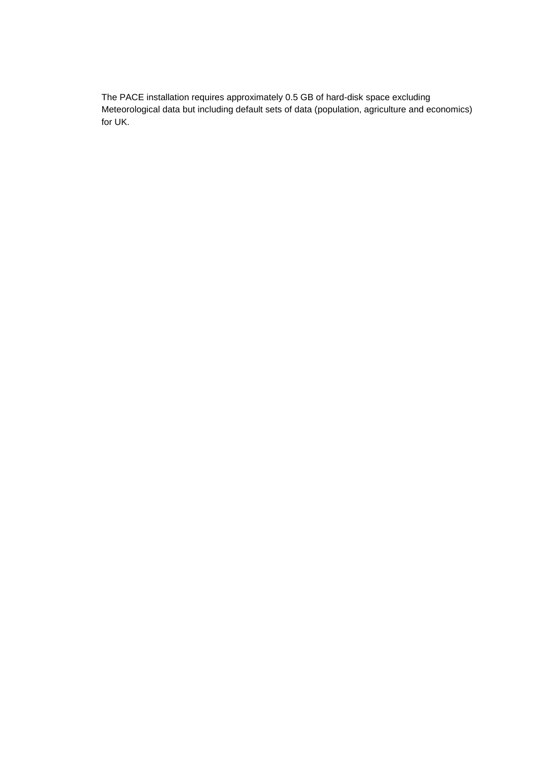The PACE installation requires approximately 0.5 GB of hard-disk space excluding Meteorological data but including default sets of data (population, agriculture and economics) for UK.